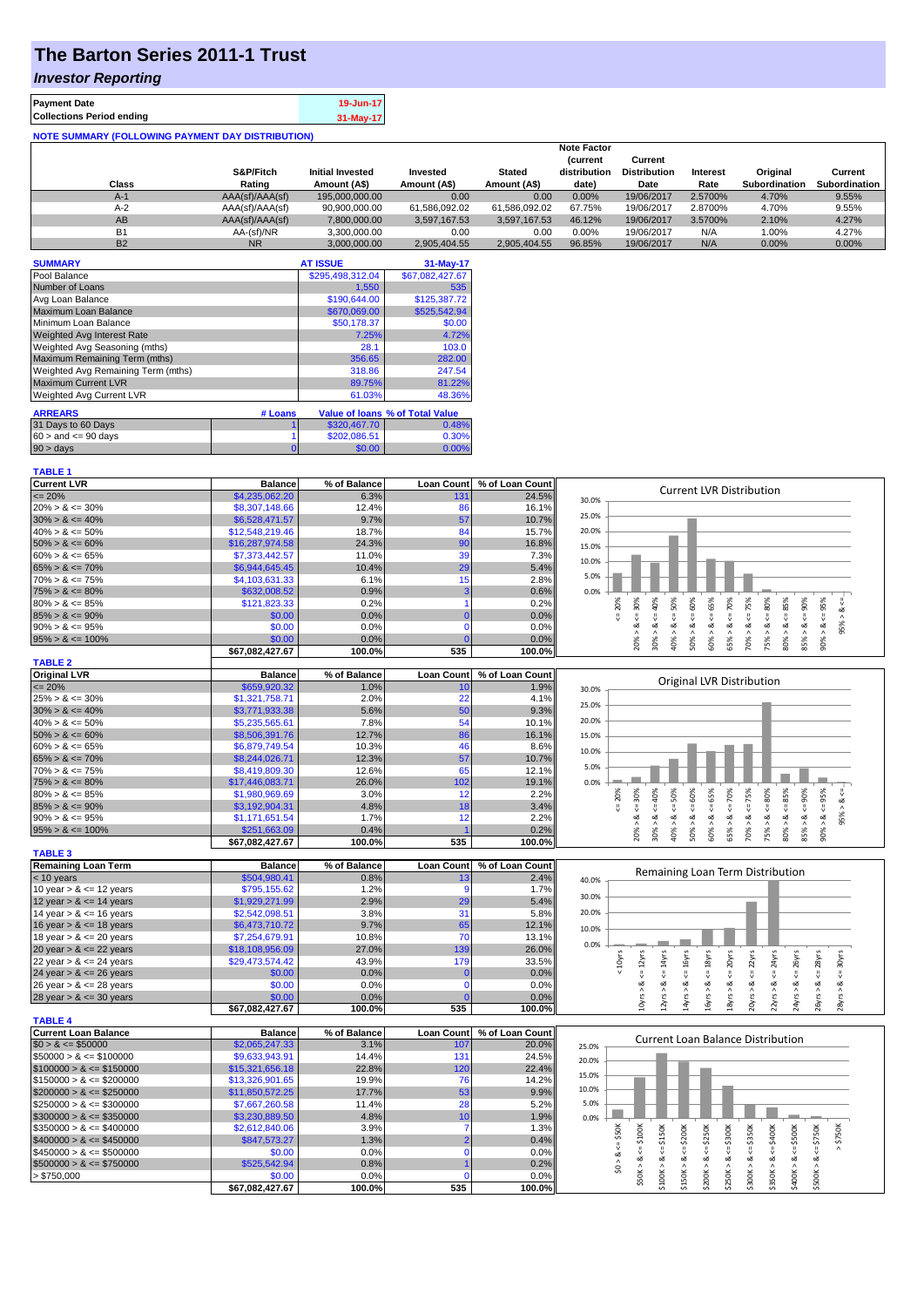# The Barton Series 2011-1 Trust

## *Investor Reporting*

| | |
|---|---|
| **Payment Date** | 19-Jun-17 |
| **Collections Period ending** | 31-May-17 |

**NOTE SUMMARY (FOLLOWING PAYMENT DAY DISTRIBUTION)**

| Class | S&P/Fitch Rating | Initial Invested Amount (A$) | Invested Amount (A$) | Stated Amount (A$) | Note Factor (current distribution date) | Current Distribution Date | Interest Rate | Original Subordination | Current Subordination |
|---|---|---|---|---|---|---|---|---|---|
| A-1 | AAA(sf)/AAA(sf) | 195,000,000.00 | 0.00 | 0.00 | 0.00% | 19/06/2017 | 2.5700% | 4.70% | 9.55% |
| A-2 | AAA(sf)/AAA(sf) | 90,900,000.00 | 61,586,092.02 | 61,586,092.02 | 67.75% | 19/06/2017 | 2.8700% | 4.70% | 9.55% |
| AB | AAA(sf)/AAA(sf) | 7,800,000.00 | 3,597,167.53 | 3,597,167.53 | 46.12% | 19/06/2017 | 3.5700% | 2.10% | 4.27% |
| B1 | AA-(sf)/NR | 3,300,000.00 | 0.00 | 0.00 | 0.00% | 19/06/2017 | N/A | 1.00% | 4.27% |
| B2 | NR | 3,000,000.00 | 2,905,404.55 | 2,905,404.55 | 96.85% | 19/06/2017 | N/A | 0.00% | 0.00% |

| SUMMARY | AT ISSUE | 31-May-17 |
|---|---|---|
| Pool Balance | $295,498,312.04 | $67,082,427.67 |
| Number of Loans | 1,550 | 535 |
| Avg Loan Balance | $190,644.00 | $125,387.72 |
| Maximum Loan Balance | $670,069.00 | $525,542.94 |
| Minimum Loan Balance | $50,178.37 | $0.00 |
| Weighted Avg Interest Rate | 7.25% | 4.72% |
| Weighted Avg Seasoning (mths) | 28.1 | 103.0 |
| Maximum Remaining Term (mths) | 356.65 | 282.00 |
| Weighted Avg Remaining Term (mths) | 318.86 | 247.54 |
| Maximum Current LVR | 89.75% | 81.22% |
| Weighted Avg Current LVR | 61.03% | 48.36% |

| ARREARS | # Loans | Value of loans | % of Total Value |
|---|---|---|---|
| 31 Days to 60 Days | 1 | $320,467.70 | 0.48% |
| $60 >$ and $<= 90$ days | 1 | $202,086.51 | 0.30% |
| $90 >$ days | 0 | $0.00 | 0.00% |

**TABLE 1**

| Current LVR | Balance | % of Balance | Loan Count | % of Loan Count |
|---|---|---|---|---|
| <= 20% | $4,235,062.20 | 6.3% | 131 | 24.5% |
| 20% > & <= 30% | $8,307,148.66 | 12.4% | 86 | 16.1% |
| 30% > & <= 40% | $6,528,471.57 | 9.7% | 57 | 10.7% |
| 40% > & <= 50% | $12,548,219.46 | 18.7% | 84 | 15.7% |
| 50% > & <= 60% | $16,287,974.58 | 24.3% | 90 | 16.8% |
| 60% > & <= 65% | $7,373,442.57 | 11.0% | 39 | 7.3% |
| 65% > & <= 70% | $6,944,645.45 | 10.4% | 29 | 5.4% |
| 70% > & <= 75% | $4,103,631.33 | 6.1% | 15 | 2.8% |
| 75% > & <= 80% | $632,008.52 | 0.9% | 3 | 0.6% |
| 80% > & <= 85% | $121,823.33 | 0.2% | 1 | 0.2% |
| 85% > & <= 90% | $0.00 | 0.0% | 0 | 0.0% |
| 90% > & <= 95% | $0.00 | 0.0% | 0 | 0.0% |
| 95% > & <= 100% | $0.00 | 0.0% | 0 | 0.0% |
| | $67,082,427.67 | 100.0% | 535 | 100.0% |

**TABLE 2**

| Original LVR | Balance | % of Balance | Loan Count | % of Loan Count |
|---|---|---|---|---|
| <= 20% | $659,920.32 | 1.0% | 10 | 1.9% |
| 25% > & <= 30% | $1,321,758.71 | 2.0% | 22 | 4.1% |
| 30% > & <= 40% | $3,771,933.38 | 5.6% | 50 | 9.3% |
| 40% > & <= 50% | $5,235,565.61 | 7.8% | 54 | 10.1% |
| 50% > & <= 60% | $8,506,391.76 | 12.7% | 86 | 16.1% |
| 60% > & <= 65% | $6,879,749.54 | 10.3% | 46 | 8.6% |
| 65% > & <= 70% | $8,244,026.71 | 12.3% | 57 | 10.7% |
| 70% > & <= 75% | $8,419,809.30 | 12.6% | 65 | 12.1% |
| 75% > & <= 80% | $17,446,083.71 | 26.0% | 102 | 19.1% |
| 80% > & <= 85% | $1,980,969.69 | 3.0% | 12 | 2.2% |
| 85% > & <= 90% | $3,192,904.31 | 4.8% | 18 | 3.4% |
| 90% > & <= 95% | $1,171,651.54 | 1.7% | 12 | 2.2% |
| 95% > & <= 100% | $251,663.09 | 0.4% | 1 | 0.2% |
| | $67,082,427.67 | 100.0% | 535 | 100.0% |

**TABLE 3**

| Remaining Loan Term | Balance | % of Balance | Loan Count | % of Loan Count |
|---|---|---|---|---|
| < 10 years | $504,980.41 | 0.8% | 13 | 2.4% |
| 10 year > & <= 12 years | $795,155.62 | 1.2% | 9 | 1.7% |
| 12 year > & <= 14 years | $1,929,271.99 | 2.9% | 29 | 5.4% |
| 14 year > & <= 16 years | $2,542,098.51 | 3.8% | 31 | 5.8% |
| 16 year > & <= 18 years | $6,473,710.72 | 9.7% | 65 | 12.1% |
| 18 year > & <= 20 years | $7,254,679.91 | 10.8% | 70 | 13.1% |
| 20 year > & <= 22 years | $18,108,956.09 | 27.0% | 139 | 26.0% |
| 22 year > & <= 24 years | $29,473,574.42 | 43.9% | 179 | 33.5% |
| 24 year > & <= 26 years | $0.00 | 0.0% | 0 | 0.0% |
| 26 year > & <= 28 years | $0.00 | 0.0% | 0 | 0.0% |
| 28 year > & <= 30 years | $0.00 | 0.0% | 0 | 0.0% |
| | $67,082,427.67 | 100.0% | 535 | 100.0% |

**TABLE 4**

| Current Loan Balance | Balance | % of Balance | Loan Count | % of Loan Count |
|---|---|---|---|---|
| $0 > & <= $50000 | $2,065,247.33 | 3.1% | 107 | 20.0% |
| $50000 > & <= $100000 | $9,633,943.91 | 14.4% | 131 | 24.5% |
| $100000 > & <= $150000 | $15,321,656.18 | 22.8% | 120 | 22.4% |
| $150000 > & <= $200000 | $13,326,901.65 | 19.9% | 76 | 14.2% |
| $200000 > & <= $250000 | $11,850,572.25 | 17.7% | 53 | 9.9% |
| $250000 > & <= $300000 | $7,667,260.58 | 11.4% | 28 | 5.2% |
| $300000 > & <= $350000 | $3,230,889.50 | 4.8% | 10 | 1.9% |
| $350000 > & <= $400000 | $2,612,840.06 | 3.9% | 7 | 1.3% |
| $400000 > & <= $450000 | $847,573.27 | 1.3% | 2 | 0.4% |
| $450000 > & <= $500000 | $0.00 | 0.0% | 0 | 0.0% |
| $500000 > & <= $750000 | $525,542.94 | 0.8% | 1 | 0.2% |
| > $750,000 | $0.00 | 0.0% | 0 | 0.0% |
| | $67,082,427.67 | 100.0% | 535 | 100.0% |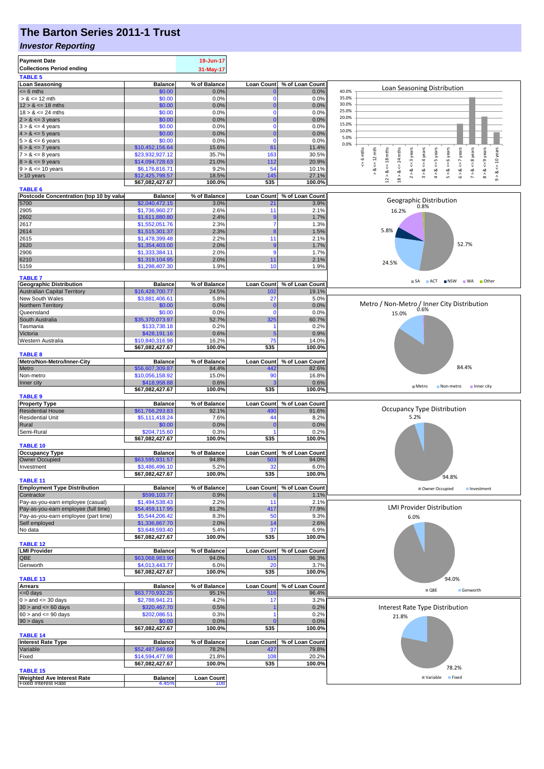# The Barton Series 2011-1 Trust

## *Investor Reporting*

| Payment Date | 19-Jun-17 |
|---|---|
| Collections Period ending | 31-May-17 |

**TABLE 5**

| Loan Seasoning | Balance | % of Balance | Loan Count | % of Loan Count |
|---|---|---|---|---|
| <= 6 mths | $0.00 | 0.0% | 0 | 0.0% |
| > & <= 12 mth | $0.00 | 0.0% | 0 | 0.0% |
| 12 > & <= 18 mths | $0.00 | 0.0% | 0 | 0.0% |
| 18 > & <= 24 mths | $0.00 | 0.0% | 0 | 0.0% |
| 2 > & <= 3 years | $0.00 | 0.0% | 0 | 0.0% |
| 3 > & <= 4 years | $0.00 | 0.0% | 0 | 0.0% |
| 4 > & <= 5 years | $0.00 | 0.0% | 0 | 0.0% |
| 5 > & <= 6 years | $0.00 | 0.0% | 0 | 0.0% |
| 6 > & <= 7 years | $10,452,156.64 | 15.6% | 61 | 11.4% |
| 7 > & <= 8 years | $23,932,927.12 | 35.7% | 163 | 30.5% |
| 8 > & <= 9 years | $14,094,728.63 | 21.0% | 112 | 20.9% |
| 9 > & <= 10 years | $6,176,816.71 | 9.2% | 54 | 10.1% |
| > 10 years | $12,425,798.57 | 18.5% | 145 | 27.1% |
| | $67,082,427.67 | 100.0% | 535 | 100.0% |

**TABLE 6**

| Postcode Concentration (top 10 by value) | Balance | % of Balance | Loan Count | % of Loan Count |
|---|---|---|---|---|
| 5700 | $2,040,472.15 | 3.0% | 21 | 3.9% |
| 2905 | $1,736,960.27 | 2.6% | 11 | 2.1% |
| 2602 | $1,611,880.80 | 2.4% | 9 | 1.7% |
| 2617 | $1,552,051.76 | 2.3% | 7 | 1.3% |
| 2614 | $1,515,301.37 | 2.3% | 8 | 1.5% |
| 2615 | $1,478,399.48 | 2.2% | 11 | 2.1% |
| 2620 | $1,354,403.00 | 2.0% | 9 | 1.7% |
| 2906 | $1,333,384.11 | 2.0% | 9 | 1.7% |
| 6210 | $1,319,104.95 | 2.0% | 11 | 2.1% |
| 5159 | $1,298,407.30 | 1.9% | 10 | 1.9% |

**TABLE 7**

| Geographic Distribution | Balance | % of Balance | Loan Count | % of Loan Count |
|---|---|---|---|---|
| Australian Capital Territory | $16,428,700.77 | 24.5% | 102 | 19.1% |
| New South Wales | $3,881,406.61 | 5.8% | 27 | 5.0% |
| Northern Territory | $0.00 | 0.0% | 0 | 0.0% |
| Queensland | $0.00 | 0.0% | 0 | 0.0% |
| South Australia | $35,370,073.97 | 52.7% | 325 | 60.7% |
| Tasmania | $133,738.18 | 0.2% | 1 | 0.2% |
| Victoria | $428,191.16 | 0.6% | 5 | 0.9% |
| Western Australia | $10,840,316.98 | 16.2% | 75 | 14.0% |
| | $67,082,427.67 | 100.0% | 535 | 100.0% |

**TABLE 8**

| Metro/Non-Metro/Inner-City | Balance | % of Balance | Loan Count | % of Loan Count |
|---|---|---|---|---|
| Metro | $56,607,309.87 | 84.4% | 442 | 82.6% |
| Non-metro | $10,056,158.92 | 15.0% | 90 | 16.8% |
| Inner city | $418,958.88 | 0.6% | 3 | 0.6% |
| | $67,082,427.67 | 100.0% | 535 | 100.0% |

**TABLE 9**

| Property Type | Balance | % of Balance | Loan Count | % of Loan Count |
|---|---|---|---|---|
| Residential House | $61,766,293.83 | 92.1% | 490 | 91.6% |
| Residential Unit | $5,111,418.24 | 7.6% | 44 | 8.2% |
| Rural | $0.00 | 0.0% | 0 | 0.0% |
| Semi-Rural | $204,715.60 | 0.3% | 1 | 0.2% |
| | $67,082,427.67 | 100.0% | 535 | 100.0% |

**TABLE 10**

| Occupancy Type | Balance | % of Balance | Loan Count | % of Loan Count |
|---|---|---|---|---|
| Owner Occupied | $63,595,931.57 | 94.8% | 503 | 94.0% |
| Investment | $3,486,496.10 | 5.2% | 32 | 6.0% |
| | $67,082,427.67 | 100.0% | 535 | 100.0% |

**TABLE 11**

| Employment Type Distribution | Balance | % of Balance | Loan Count | % of Loan Count |
|---|---|---|---|---|
| Contractor | $599,103.77 | 0.9% | 6 | 1.1% |
| Pay-as-you-earn employee (casual) | $1,494,538.43 | 2.2% | 11 | 2.1% |
| Pay-as-you-earn employee (full time) | $54,459,117.95 | 81.2% | 417 | 77.9% |
| Pay-as-you-earn employee (part time) | $5,544,206.42 | 8.3% | 50 | 9.3% |
| Self employed | $1,336,867.70 | 2.0% | 14 | 2.6% |
| No data | $3,648,593.40 | 5.4% | 37 | 6.9% |
| | $67,082,427.67 | 100.0% | 535 | 100.0% |

**TABLE 12**

| LMI Provider | Balance | % of Balance | Loan Count | % of Loan Count |
|---|---|---|---|---|
| QBE | $63,068,983.90 | 94.0% | 515 | 96.3% |
| Genworth | $4,013,443.77 | 6.0% | 20 | 3.7% |
| | $67,082,427.67 | 100.0% | 535 | 100.0% |

**TABLE 13**

| Arrears | Balance | % of Balance | Loan Count | % of Loan Count |
|---|---|---|---|---|
| <=0 days | $63,770,932.25 | 95.1% | 516 | 96.4% |
| 0 > and <= 30 days | $2,788,941.21 | 4.2% | 17 | 3.2% |
| 30 > and <= 60 days | $320,467.70 | 0.5% | 1 | 0.2% |
| 60 > and <= 90 days | $202,086.51 | 0.3% | 1 | 0.2% |
| 90 > days | $0.00 | 0.0% | 0 | 0.0% |
| | $67,082,427.67 | 100.0% | 535 | 100.0% |

**TABLE 14**

| Interest Rate Type | Balance | % of Balance | Loan Count | % of Loan Count |
|---|---|---|---|---|
| Variable | $52,487,949.69 | 78.2% | 427 | 79.8% |
| Fixed | $14,594,477.98 | 21.8% | 108 | 20.2% |
| | $67,082,427.67 | 100.0% | 535 | 100.0% |

**TABLE 15**

| Weighted Ave Interest Rate | Balance | Loan Count |
|---|---|---|
| Fixed Interest Rate | 4.45% | 108 |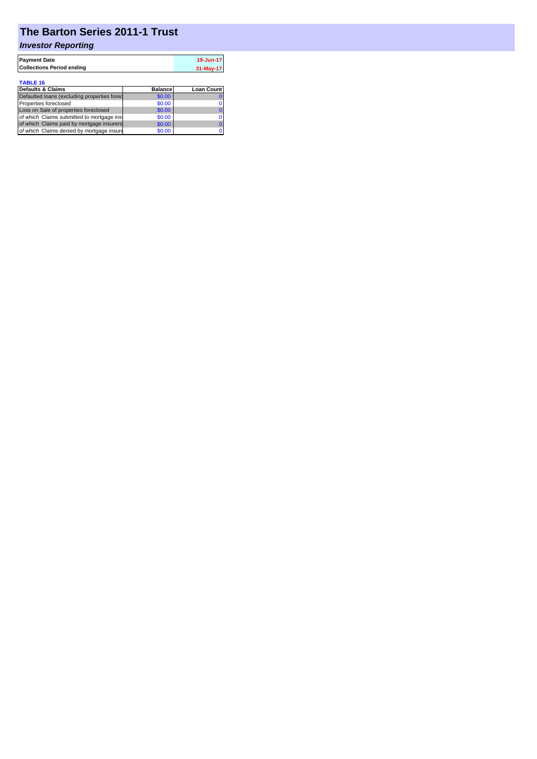# The Barton Series 2011-1 Trust

## *Investor Reporting*

| | |
|---|---|
| **Payment Date** | 19-Jun-17 |
| **Collections Period ending** | 31-May-17 |

**TABLE 16**

| Defaults & Claims | Balance | Loan Count |
|---|---|---|
| Defaulted loans (excluding properties forec | $0.00 | 0 |
| Properties foreclosed | $0.00 | 0 |
| Loss on Sale of properties foreclosed | $0.00 | 0 |
| *of which* Claims submitted to mortgage ins | $0.00 | 0 |
| *of which* Claims paid by mortgage insurers | $0.00 | 0 |
| *of which* Claims denied by mortgage insure | $0.00 | 0 |